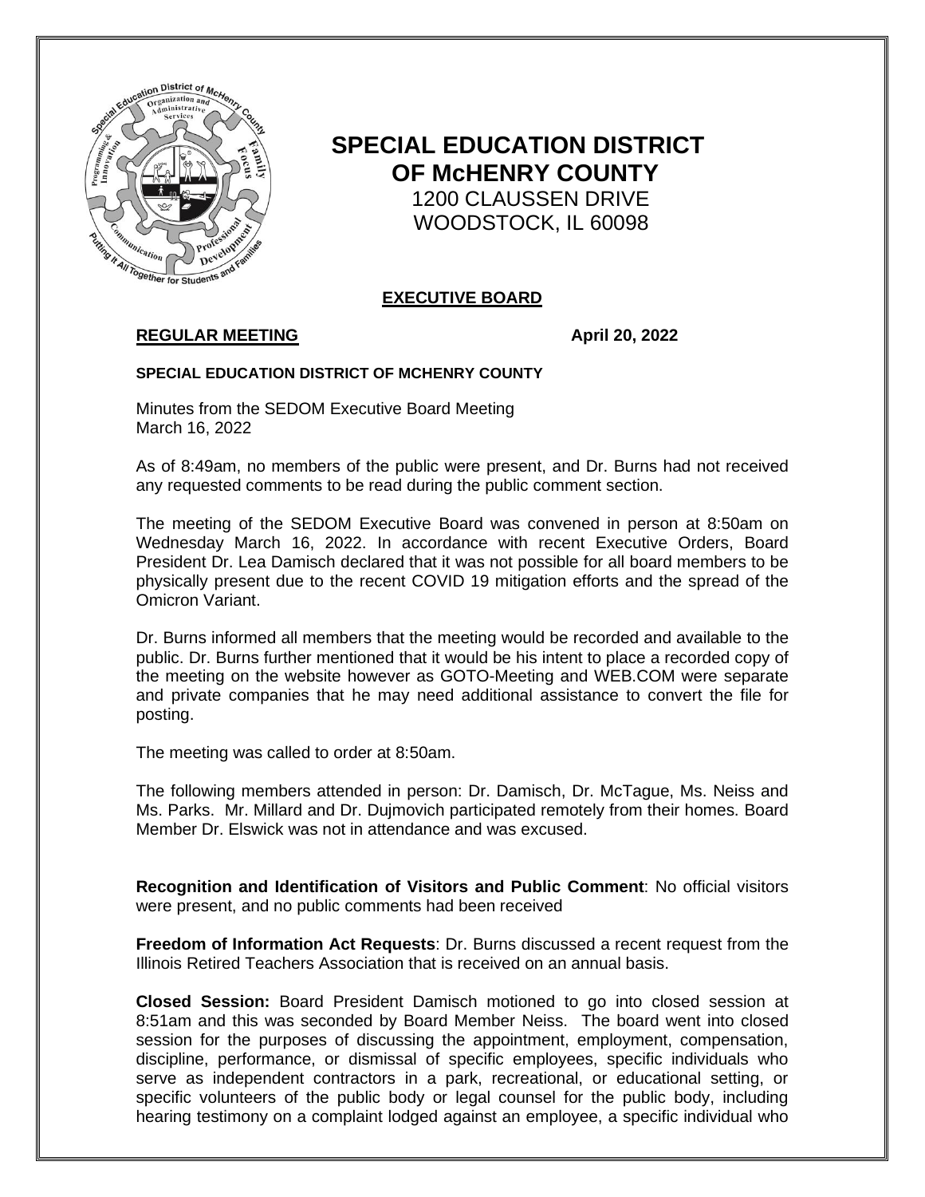# SPECIAL EDUCATION DISTRICT OF McHENRY COUNTY

1200 CLAUSSEN DRIVE
WOODSTOCK, IL 60098

## EXECUTIVE BOARD

**REGULAR MEETING** **April 20, 2022**

**SPECIAL EDUCATION DISTRICT OF MCHENRY COUNTY**

Minutes from the SEDOM Executive Board Meeting
March 16, 2022

As of 8:49am, no members of the public were present, and Dr. Burns had not received any requested comments to be read during the public comment section.

The meeting of the SEDOM Executive Board was convened in person at 8:50am on Wednesday March 16, 2022. In accordance with recent Executive Orders, Board President Dr. Lea Damisch declared that it was not possible for all board members to be physically present due to the recent COVID 19 mitigation efforts and the spread of the Omicron Variant.

Dr. Burns informed all members that the meeting would be recorded and available to the public. Dr. Burns further mentioned that it would be his intent to place a recorded copy of the meeting on the website however as GOTO-Meeting and WEB.COM were separate and private companies that he may need additional assistance to convert the file for posting.

The meeting was called to order at 8:50am.

The following members attended in person: Dr. Damisch, Dr. McTague, Ms. Neiss and Ms. Parks. Mr. Millard and Dr. Dujmovich participated remotely from their homes. Board Member Dr. Elswick was not in attendance and was excused.

**Recognition and Identification of Visitors and Public Comment**: No official visitors were present, and no public comments had been received

**Freedom of Information Act Requests**: Dr. Burns discussed a recent request from the Illinois Retired Teachers Association that is received on an annual basis.

**Closed Session:** Board President Damisch motioned to go into closed session at 8:51am and this was seconded by Board Member Neiss. The board went into closed session for the purposes of discussing the appointment, employment, compensation, discipline, performance, or dismissal of specific employees, specific individuals who serve as independent contractors in a park, recreational, or educational setting, or specific volunteers of the public body or legal counsel for the public body, including hearing testimony on a complaint lodged against an employee, a specific individual who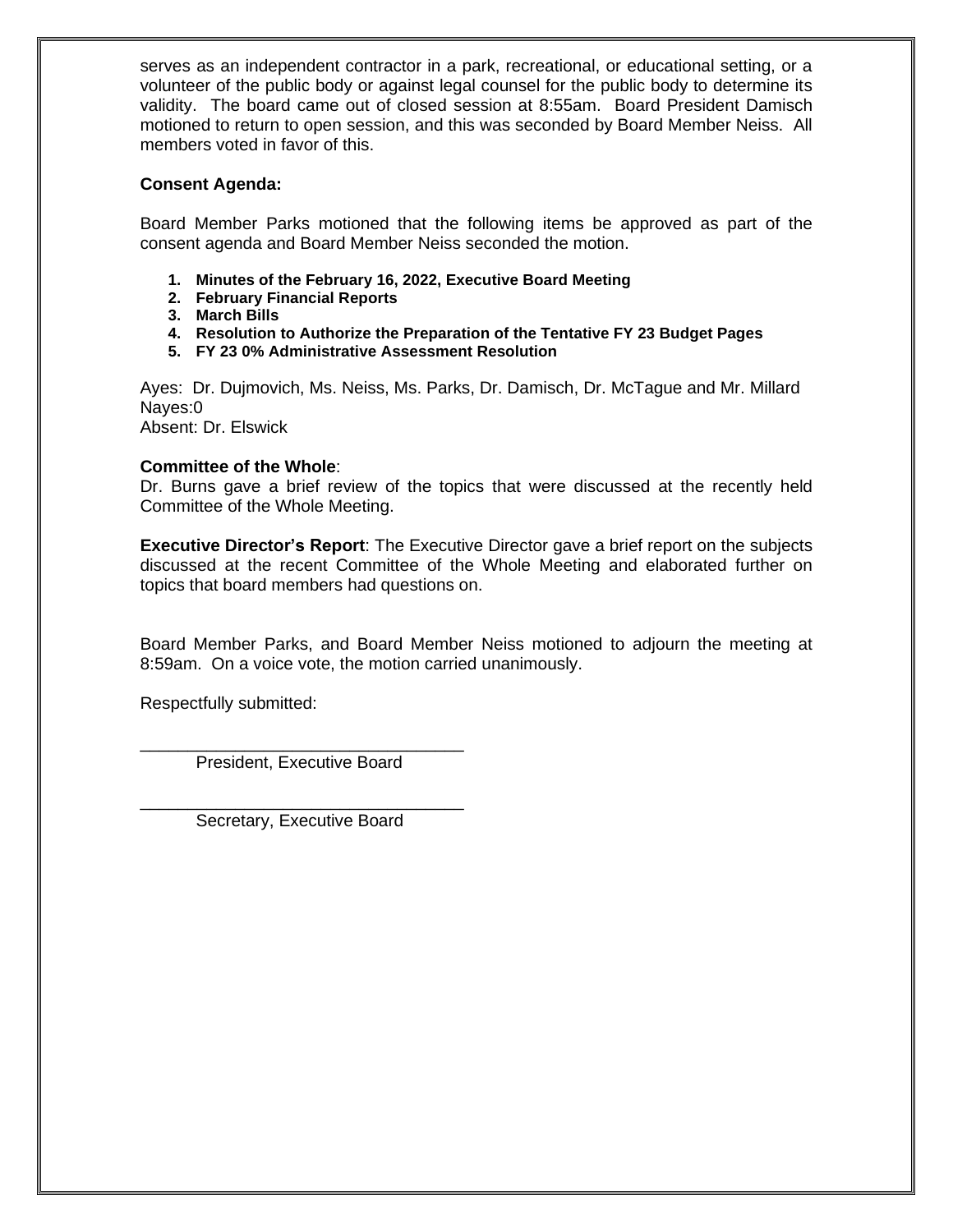serves as an independent contractor in a park, recreational, or educational setting, or a volunteer of the public body or against legal counsel for the public body to determine its validity. The board came out of closed session at 8:55am. Board President Damisch motioned to return to open session, and this was seconded by Board Member Neiss. All members voted in favor of this.

**Consent Agenda:**

Board Member Parks motioned that the following items be approved as part of the consent agenda and Board Member Neiss seconded the motion.

1. **Minutes of the February 16, 2022, Executive Board Meeting**
2. **February Financial Reports**
3. **March Bills**
4. **Resolution to Authorize the Preparation of the Tentative FY 23 Budget Pages**
5. **FY 23 0% Administrative Assessment Resolution**

Ayes: Dr. Dujmovich, Ms. Neiss, Ms. Parks, Dr. Damisch, Dr. McTague and Mr. Millard
Nayes:0
Absent: Dr. Elswick

**Committee of the Whole**:
Dr. Burns gave a brief review of the topics that were discussed at the recently held Committee of the Whole Meeting.

**Executive Director's Report**: The Executive Director gave a brief report on the subjects discussed at the recent Committee of the Whole Meeting and elaborated further on topics that board members had questions on.

Board Member Parks, and Board Member Neiss motioned to adjourn the meeting at 8:59am. On a voice vote, the motion carried unanimously.

Respectfully submitted:

\_\_\_\_\_\_\_\_\_\_\_\_\_\_\_\_\_\_\_\_\_\_\_\_\_\_\_\_\_\_\_\_\_\_\_
President, Executive Board

\_\_\_\_\_\_\_\_\_\_\_\_\_\_\_\_\_\_\_\_\_\_\_\_\_\_\_\_\_\_\_\_\_\_\_
Secretary, Executive Board